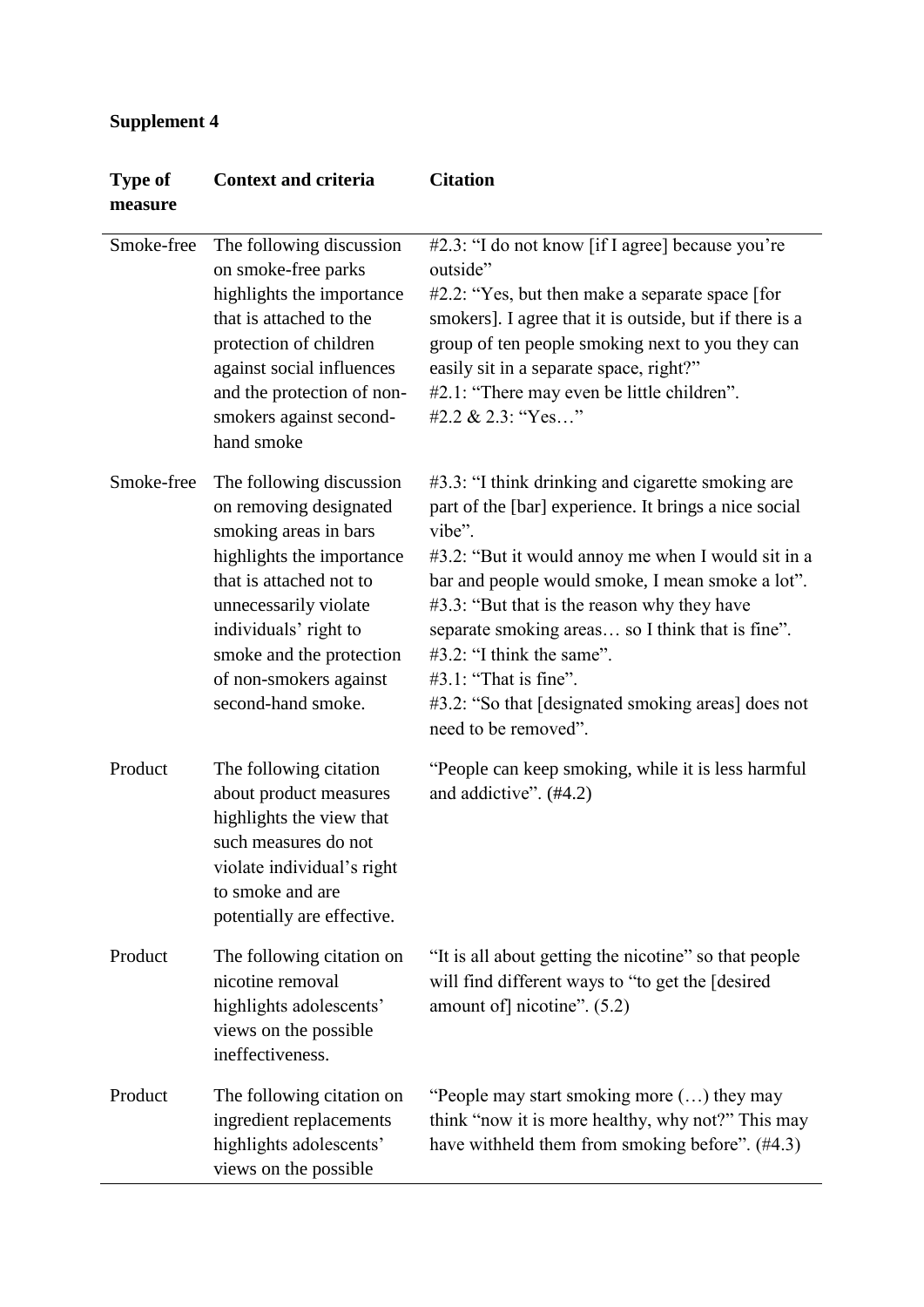**Supplement 4**

| Type of measure | Context and criteria | Citation |
|---|---|---|
| Smoke-free | The following discussion on smoke-free parks highlights the importance that is attached to the protection of children against social influences and the protection of non-smokers against second-hand smoke | #2.3: "I do not know [if I agree] because you're outside"<br>#2.2: "Yes, but then make a separate space [for smokers]. I agree that it is outside, but if there is a group of ten people smoking next to you they can easily sit in a separate space, right?"<br>#2.1: "There may even be little children".<br>#2.2 & 2.3: "Yes…" |
| Smoke-free | The following discussion on removing designated smoking areas in bars highlights the importance that is attached not to unnecessarily violate individuals' right to smoke and the protection of non-smokers against second-hand smoke. | #3.3: "I think drinking and cigarette smoking are part of the [bar] experience. It brings a nice social vibe".<br>#3.2: "But it would annoy me when I would sit in a bar and people would smoke, I mean smoke a lot".<br>#3.3: "But that is the reason why they have separate smoking areas… so I think that is fine".<br>#3.2: "I think the same".<br>#3.1: "That is fine".<br>#3.2: "So that [designated smoking areas] does not need to be removed". |
| Product | The following citation about product measures highlights the view that such measures do not violate individual's right to smoke and are potentially are effective. | "People can keep smoking, while it is less harmful and addictive". (#4.2) |
| Product | The following citation on nicotine removal highlights adolescents' views on the possible ineffectiveness. | "It is all about getting the nicotine" so that people will find different ways to "to get the [desired amount of] nicotine". (5.2) |
| Product | The following citation on ingredient replacements highlights adolescents' views on the possible | "People may start smoking more (…) they may think "now it is more healthy, why not?" This may have withheld them from smoking before". (#4.3) |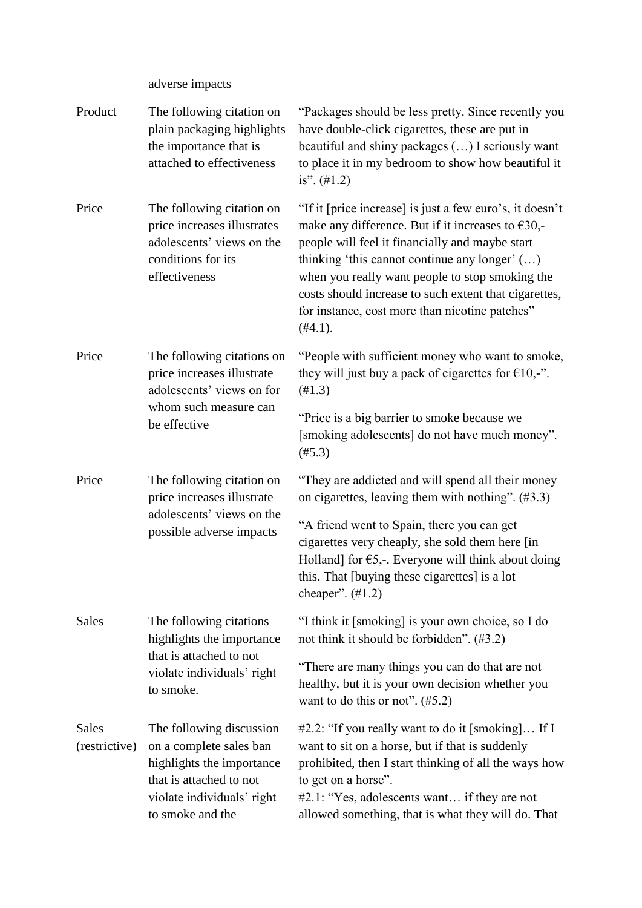| | adverse impacts | |
|---|---|---|
| Product | The following citation on plain packaging highlights the importance that is attached to effectiveness | "Packages should be less pretty. Since recently you have double-click cigarettes, these are put in beautiful and shiny packages (…) I seriously want to place it in my bedroom to show how beautiful it is". (#1.2) |
| Price | The following citation on price increases illustrates adolescents' views on the conditions for its effectiveness | "If it [price increase] is just a few euro's, it doesn't make any difference. But if it increases to €30,- people will feel it financially and maybe start thinking 'this cannot continue any longer' (…) when you really want people to stop smoking the costs should increase to such extent that cigarettes, for instance, cost more than nicotine patches" (#4.1). |
| Price | The following citations on price increases illustrate adolescents' views on for whom such measure can be effective | "People with sufficient money who want to smoke, they will just buy a pack of cigarettes for €10,-". (#1.3)<br><br>"Price is a big barrier to smoke because we [smoking adolescents] do not have much money". (#5.3) |
| Price | The following citation on price increases illustrate adolescents' views on the possible adverse impacts | "They are addicted and will spend all their money on cigarettes, leaving them with nothing". (#3.3)<br><br>"A friend went to Spain, there you can get cigarettes very cheaply, she sold them here [in Holland] for €5,-. Everyone will think about doing this. That [buying these cigarettes] is a lot cheaper". (#1.2) |
| Sales | The following citations highlights the importance that is attached to not violate individuals' right to smoke. | "I think it [smoking] is your own choice, so I do not think it should be forbidden". (#3.2)<br><br>"There are many things you can do that are not healthy, but it is your own decision whether you want to do this or not". (#5.2) |
| Sales (restrictive) | The following discussion on a complete sales ban highlights the importance that is attached to not violate individuals' right to smoke and the | #2.2: "If you really want to do it [smoking]… If I want to sit on a horse, but if that is suddenly prohibited, then I start thinking of all the ways how to get on a horse".<br>#2.1: "Yes, adolescents want… if they are not allowed something, that is what they will do. That |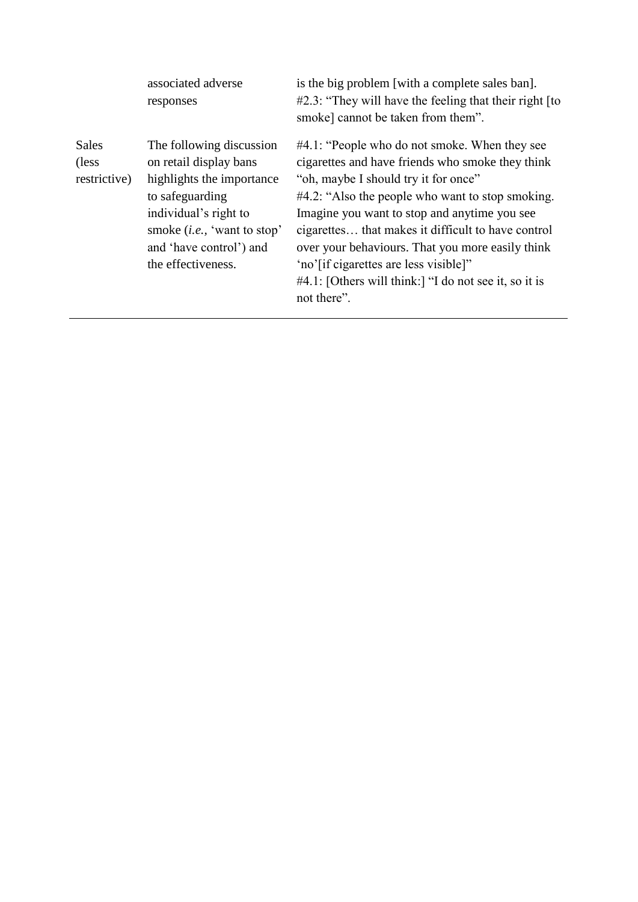| | | |
|---|---|---|
| | associated adverse responses | is the big problem [with a complete sales ban]. #2.3: "They will have the feeling that their right [to smoke] cannot be taken from them". |
| Sales (less restrictive) | The following discussion on retail display bans highlights the importance to safeguarding individual's right to smoke (*i.e.,* 'want to stop' and 'have control') and the effectiveness. | #4.1: "People who do not smoke. When they see cigarettes and have friends who smoke they think "oh, maybe I should try it for once" #4.2: "Also the people who want to stop smoking. Imagine you want to stop and anytime you see cigarettes… that makes it difficult to have control over your behaviours. That you more easily think 'no'[if cigarettes are less visible]" #4.1: [Others will think:] "I do not see it, so it is not there". |